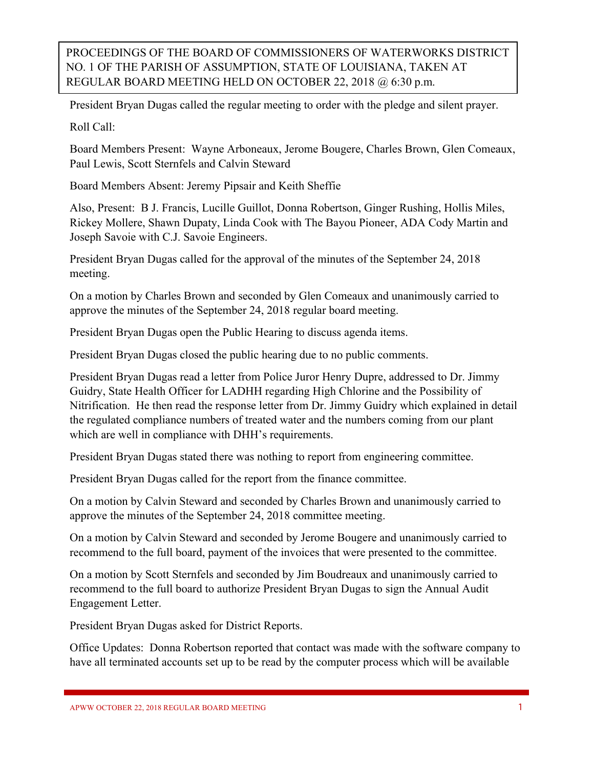PROCEEDINGS OF THE BOARD OF COMMISSIONERS OF WATERWORKS DISTRICT NO. 1 OF THE PARISH OF ASSUMPTION, STATE OF LOUISIANA, TAKEN AT REGULAR BOARD MEETING HELD ON OCTOBER 22, 2018 @ 6:30 p.m.

President Bryan Dugas called the regular meeting to order with the pledge and silent prayer.

Roll Call:

Board Members Present: Wayne Arboneaux, Jerome Bougere, Charles Brown, Glen Comeaux, Paul Lewis, Scott Sternfels and Calvin Steward

Board Members Absent: Jeremy Pipsair and Keith Sheffie

Also, Present: B J. Francis, Lucille Guillot, Donna Robertson, Ginger Rushing, Hollis Miles, Rickey Mollere, Shawn Dupaty, Linda Cook with The Bayou Pioneer, ADA Cody Martin and Joseph Savoie with C.J. Savoie Engineers.

President Bryan Dugas called for the approval of the minutes of the September 24, 2018 meeting.

On a motion by Charles Brown and seconded by Glen Comeaux and unanimously carried to approve the minutes of the September 24, 2018 regular board meeting.

President Bryan Dugas open the Public Hearing to discuss agenda items.

President Bryan Dugas closed the public hearing due to no public comments.

President Bryan Dugas read a letter from Police Juror Henry Dupre, addressed to Dr. Jimmy Guidry, State Health Officer for LADHH regarding High Chlorine and the Possibility of Nitrification. He then read the response letter from Dr. Jimmy Guidry which explained in detail the regulated compliance numbers of treated water and the numbers coming from our plant which are well in compliance with DHH's requirements.

President Bryan Dugas stated there was nothing to report from engineering committee.

President Bryan Dugas called for the report from the finance committee.

On a motion by Calvin Steward and seconded by Charles Brown and unanimously carried to approve the minutes of the September 24, 2018 committee meeting.

On a motion by Calvin Steward and seconded by Jerome Bougere and unanimously carried to recommend to the full board, payment of the invoices that were presented to the committee.

On a motion by Scott Sternfels and seconded by Jim Boudreaux and unanimously carried to recommend to the full board to authorize President Bryan Dugas to sign the Annual Audit Engagement Letter.

President Bryan Dugas asked for District Reports.

Office Updates: Donna Robertson reported that contact was made with the software company to have all terminated accounts set up to be read by the computer process which will be available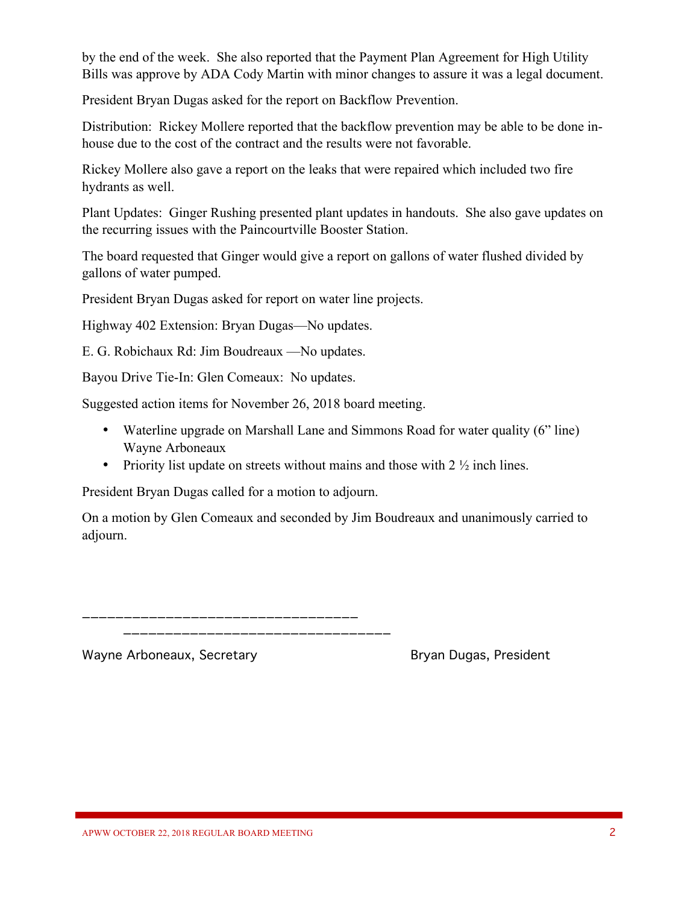by the end of the week. She also reported that the Payment Plan Agreement for High Utility Bills was approve by ADA Cody Martin with minor changes to assure it was a legal document.

President Bryan Dugas asked for the report on Backflow Prevention.

Distribution: Rickey Mollere reported that the backflow prevention may be able to be done in-house due to the cost of the contract and the results were not favorable.

Rickey Mollere also gave a report on the leaks that were repaired which included two fire hydrants as well.

Plant Updates: Ginger Rushing presented plant updates in handouts. She also gave updates on the recurring issues with the Paincourtville Booster Station.

The board requested that Ginger would give a report on gallons of water flushed divided by gallons of water pumped.

President Bryan Dugas asked for report on water line projects.

Highway 402 Extension: Bryan Dugas—No updates.

E. G. Robichaux Rd: Jim Boudreaux —No updates.

Bayou Drive Tie-In: Glen Comeaux: No updates.

Suggested action items for November 26, 2018 board meeting.

- Waterline upgrade on Marshall Lane and Simmons Road for water quality (6" line) Wayne Arboneaux
- Priority list update on streets without mains and those with 2 ½ inch lines.

President Bryan Dugas called for a motion to adjourn.

On a motion by Glen Comeaux and seconded by Jim Boudreaux and unanimously carried to adjourn.

_________________________________ _________________________________

Wayne Arboneaux, Secretary Bryan Dugas, President